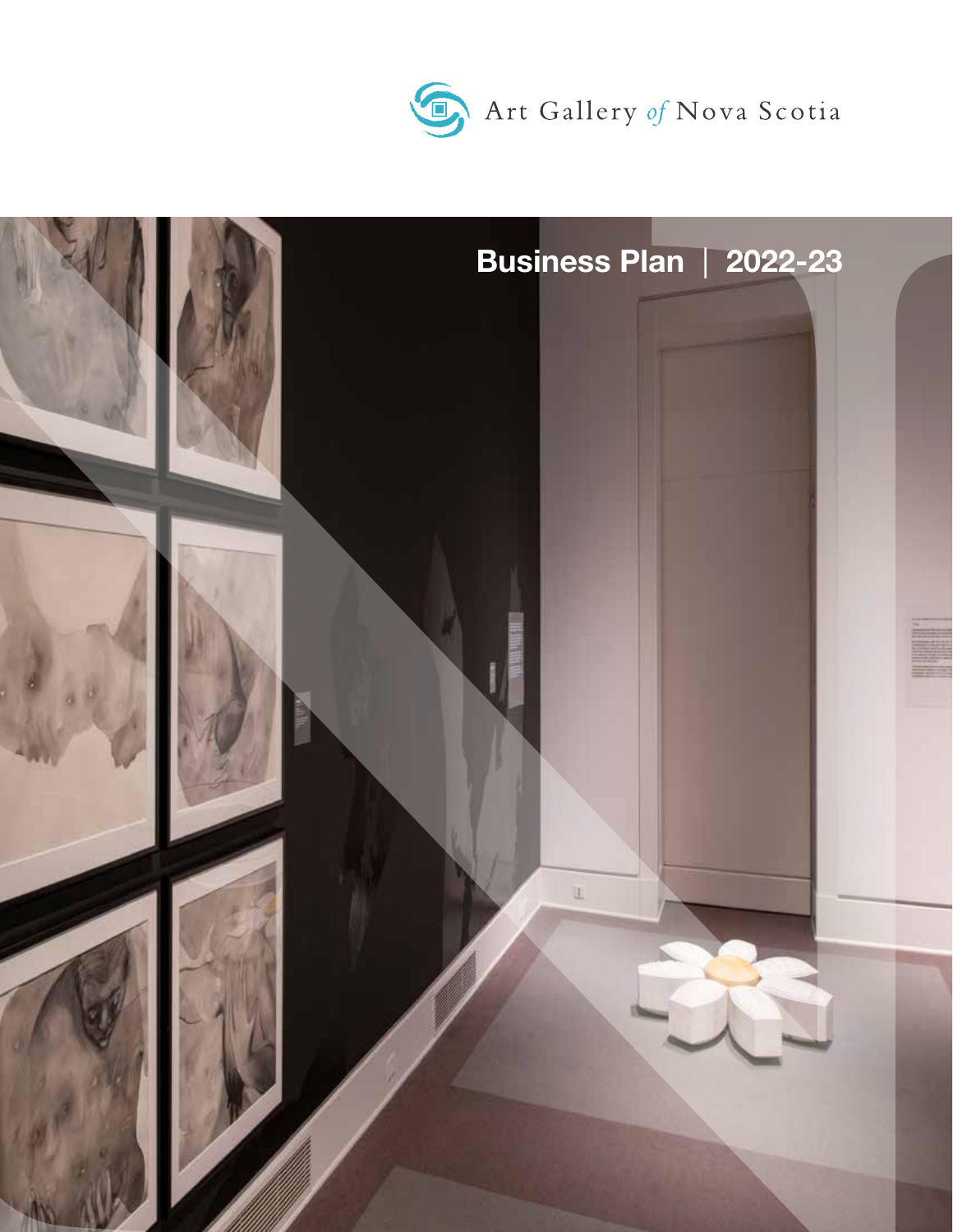Art Gallery of Nova Scotia

# Business Plan | 2022-23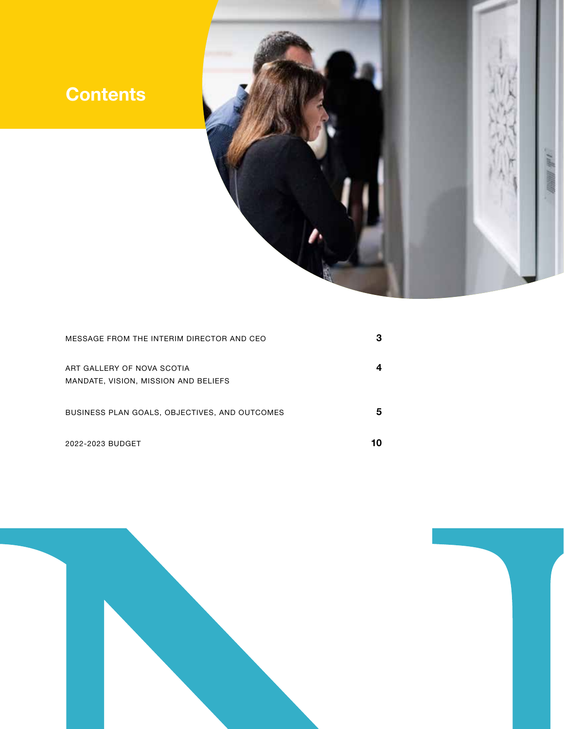# Contents

| | |
|---|---|
| MESSAGE FROM THE INTERIM DIRECTOR AND CEO | 3 |
| ART GALLERY OF NOVA SCOTIA<br>MANDATE, VISION, MISSION AND BELIEFS | 4 |
| BUSINESS PLAN GOALS, OBJECTIVES, AND OUTCOMES | 5 |
| 2022-2023 BUDGET | 10 |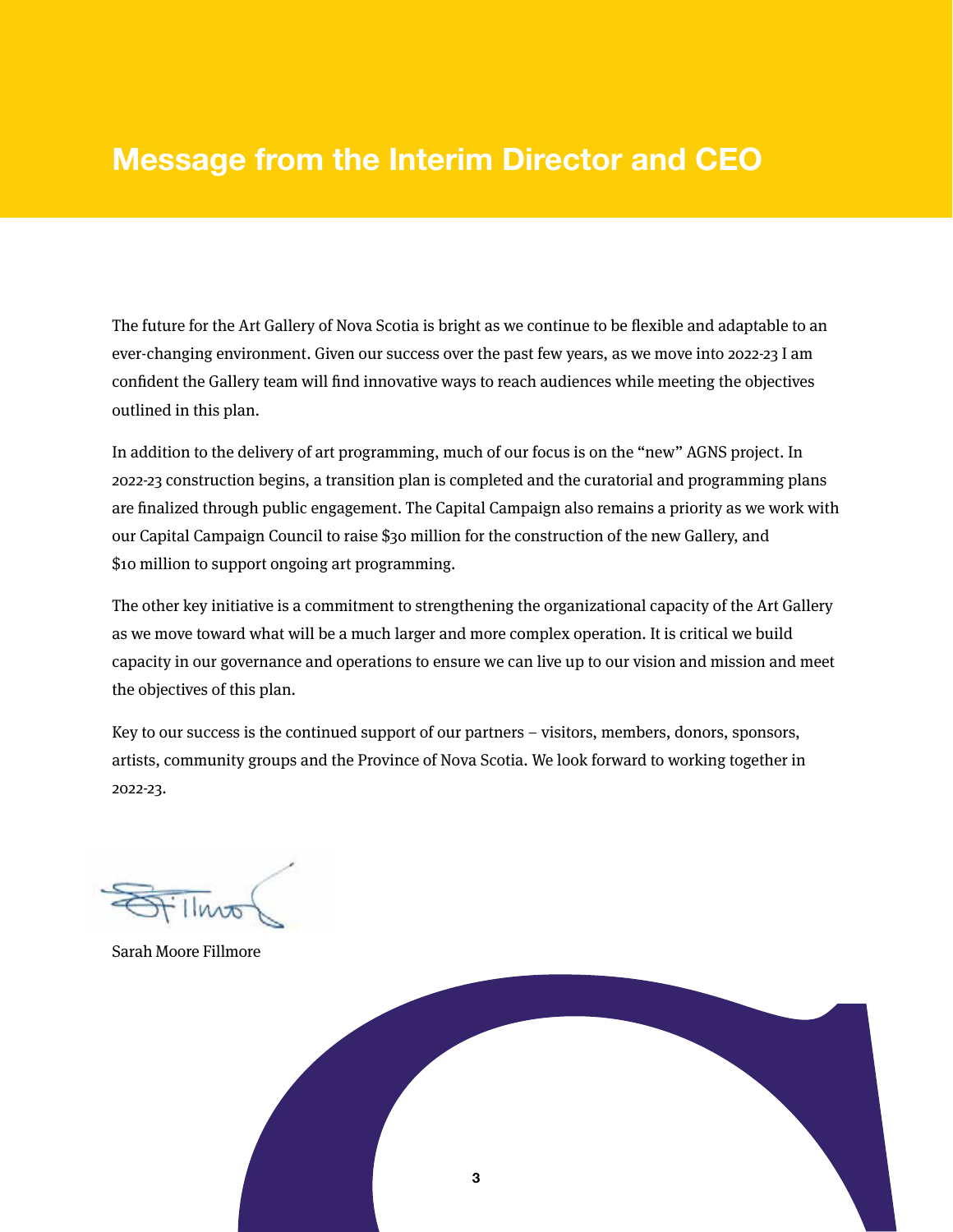# Message from the Interim Director and CEO

The future for the Art Gallery of Nova Scotia is bright as we continue to be flexible and adaptable to an ever-changing environment. Given our success over the past few years, as we move into 2022-23 I am confident the Gallery team will find innovative ways to reach audiences while meeting the objectives outlined in this plan.

In addition to the delivery of art programming, much of our focus is on the “new” AGNS project. In 2022-23 construction begins, a transition plan is completed and the curatorial and programming plans are finalized through public engagement. The Capital Campaign also remains a priority as we work with our Capital Campaign Council to raise $30 million for the construction of the new Gallery, and $10 million to support ongoing art programming.

The other key initiative is a commitment to strengthening the organizational capacity of the Art Gallery as we move toward what will be a much larger and more complex operation. It is critical we build capacity in our governance and operations to ensure we can live up to our vision and mission and meet the objectives of this plan.

Key to our success is the continued support of our partners – visitors, members, donors, sponsors, artists, community groups and the Province of Nova Scotia. We look forward to working together in 2022-23.

Sarah Moore Fillmore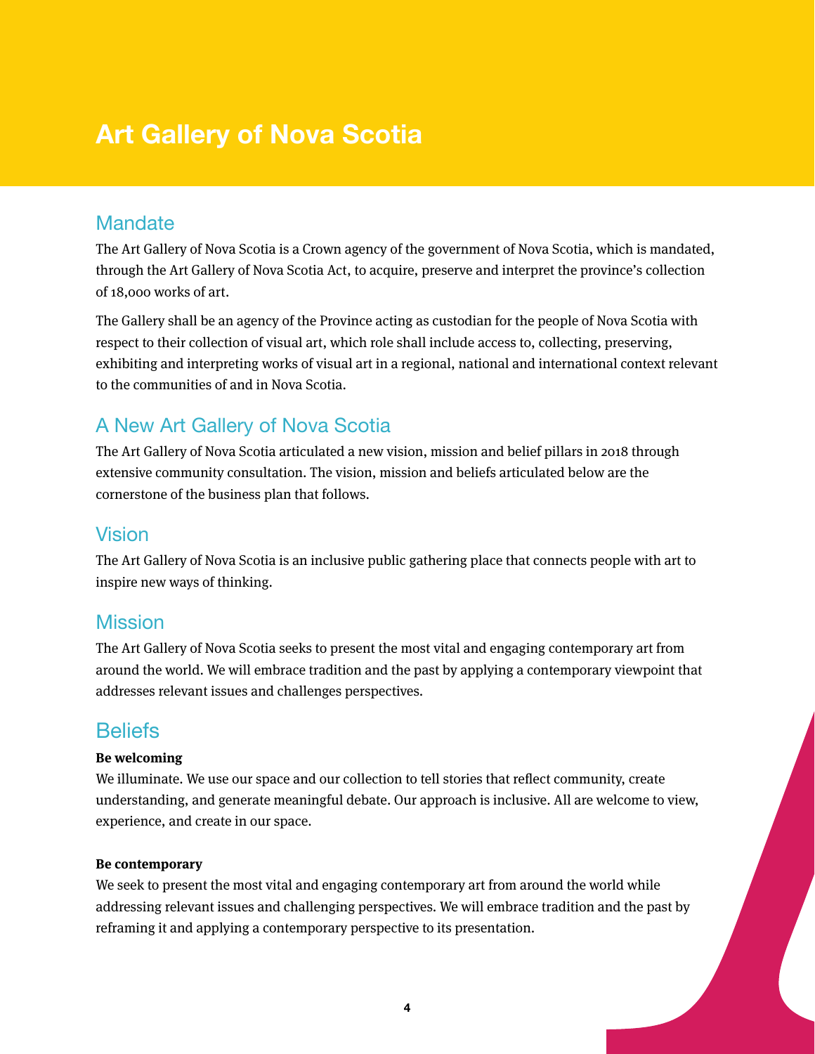# Art Gallery of Nova Scotia

## Mandate

The Art Gallery of Nova Scotia is a Crown agency of the government of Nova Scotia, which is mandated, through the Art Gallery of Nova Scotia Act, to acquire, preserve and interpret the province's collection of 18,000 works of art.

The Gallery shall be an agency of the Province acting as custodian for the people of Nova Scotia with respect to their collection of visual art, which role shall include access to, collecting, preserving, exhibiting and interpreting works of visual art in a regional, national and international context relevant to the communities of and in Nova Scotia.

## A New Art Gallery of Nova Scotia

The Art Gallery of Nova Scotia articulated a new vision, mission and belief pillars in 2018 through extensive community consultation. The vision, mission and beliefs articulated below are the cornerstone of the business plan that follows.

## Vision

The Art Gallery of Nova Scotia is an inclusive public gathering place that connects people with art to inspire new ways of thinking.

## Mission

The Art Gallery of Nova Scotia seeks to present the most vital and engaging contemporary art from around the world. We will embrace tradition and the past by applying a contemporary viewpoint that addresses relevant issues and challenges perspectives.

## Beliefs

**Be welcoming**

We illuminate. We use our space and our collection to tell stories that reflect community, create understanding, and generate meaningful debate. Our approach is inclusive. All are welcome to view, experience, and create in our space.

**Be contemporary**

We seek to present the most vital and engaging contemporary art from around the world while addressing relevant issues and challenging perspectives. We will embrace tradition and the past by reframing it and applying a contemporary perspective to its presentation.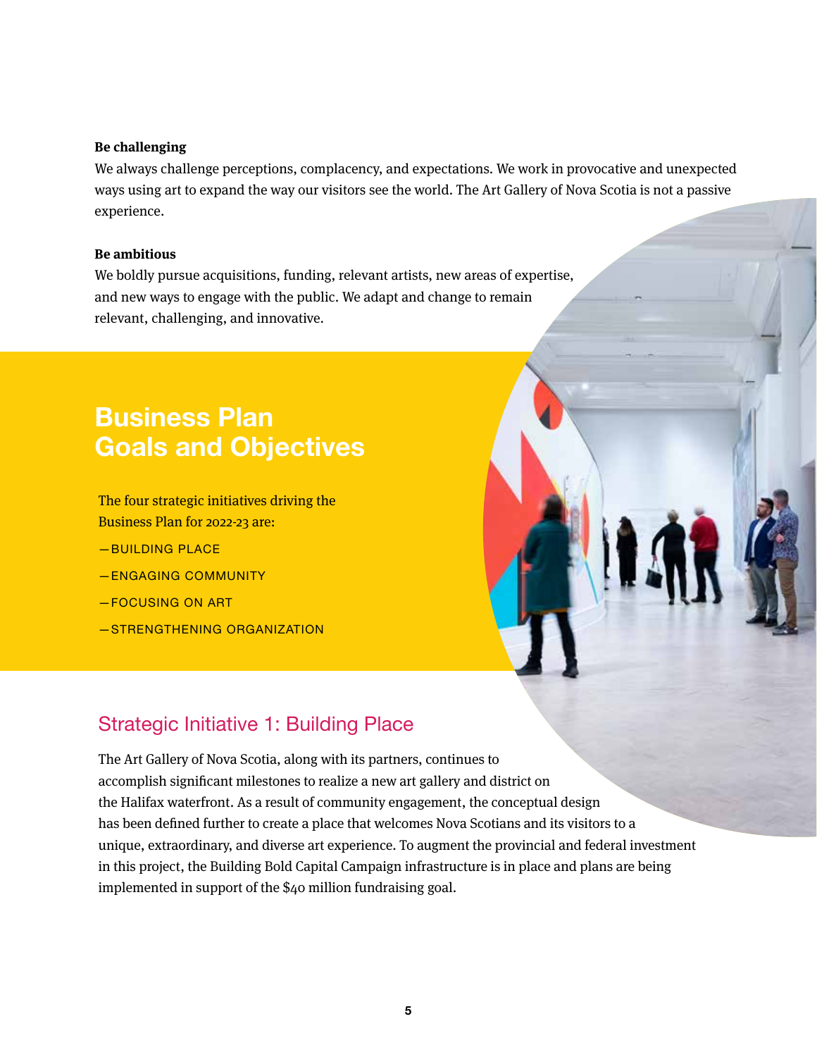**Be challenging**

We always challenge perceptions, complacency, and expectations. We work in provocative and unexpected ways using art to expand the way our visitors see the world. The Art Gallery of Nova Scotia is not a passive experience.

**Be ambitious**

We boldly pursue acquisitions, funding, relevant artists, new areas of expertise, and new ways to engage with the public. We adapt and change to remain relevant, challenging, and innovative.

## Business Plan Goals and Objectives

The four strategic initiatives driving the Business Plan for 2022-23 are:

—BUILDING PLACE

—ENGAGING COMMUNITY

—FOCUSING ON ART

—STRENGTHENING ORGANIZATION

### Strategic Initiative 1: Building Place

The Art Gallery of Nova Scotia, along with its partners, continues to accomplish significant milestones to realize a new art gallery and district on the Halifax waterfront. As a result of community engagement, the conceptual design has been defined further to create a place that welcomes Nova Scotians and its visitors to a unique, extraordinary, and diverse art experience. To augment the provincial and federal investment in this project, the Building Bold Capital Campaign infrastructure is in place and plans are being implemented in support of the $40 million fundraising goal.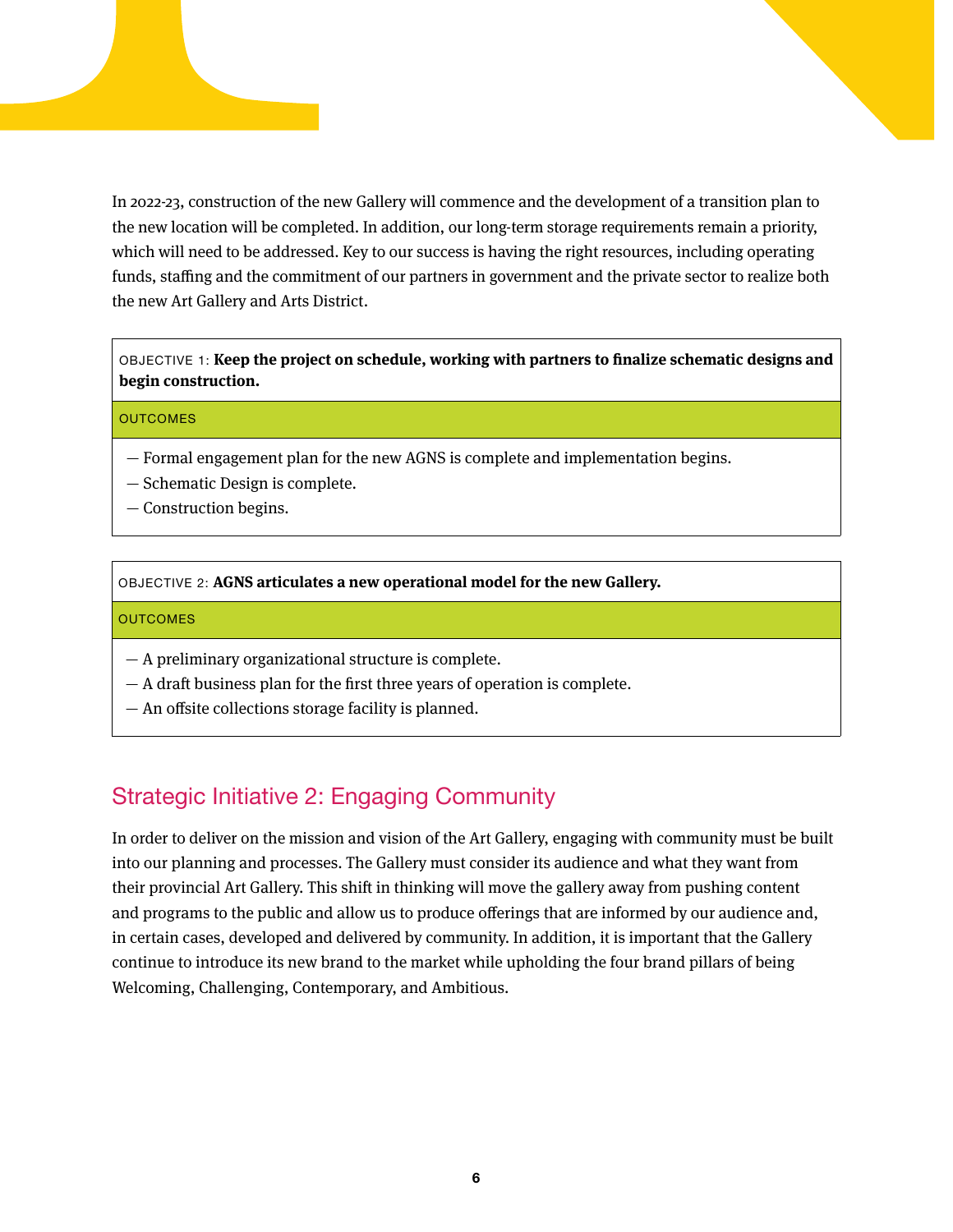In 2022-23, construction of the new Gallery will commence and the development of a transition plan to the new location will be completed. In addition, our long-term storage requirements remain a priority, which will need to be addressed. Key to our success is having the right resources, including operating funds, staffing and the commitment of our partners in government and the private sector to realize both the new Art Gallery and Arts District.

| OBJECTIVE 1: **Keep the project on schedule, working with partners to finalize schematic designs and begin construction.** |
| --- |
| OUTCOMES |
| — Formal engagement plan for the new AGNS is complete and implementation begins.<br>— Schematic Design is complete.<br>— Construction begins. |

| OBJECTIVE 2: **AGNS articulates a new operational model for the new Gallery.** |
| --- |
| OUTCOMES |
| — A preliminary organizational structure is complete.<br>— A draft business plan for the first three years of operation is complete.<br>— An offsite collections storage facility is planned. |

## Strategic Initiative 2: Engaging Community

In order to deliver on the mission and vision of the Art Gallery, engaging with community must be built into our planning and processes. The Gallery must consider its audience and what they want from their provincial Art Gallery. This shift in thinking will move the gallery away from pushing content and programs to the public and allow us to produce offerings that are informed by our audience and, in certain cases, developed and delivered by community. In addition, it is important that the Gallery continue to introduce its new brand to the market while upholding the four brand pillars of being Welcoming, Challenging, Contemporary, and Ambitious.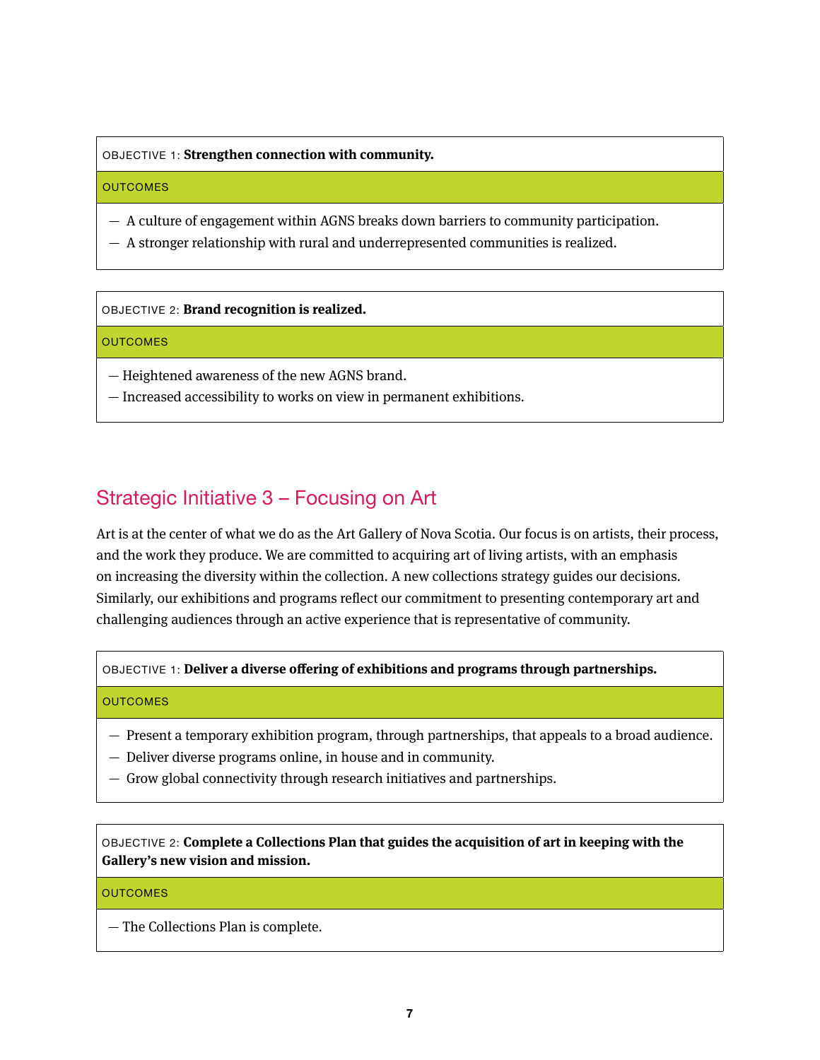OBJECTIVE 1: **Strengthen connection with community.**

OUTCOMES

— A culture of engagement within AGNS breaks down barriers to community participation.
— A stronger relationship with rural and underrepresented communities is realized.

OBJECTIVE 2: **Brand recognition is realized.**

OUTCOMES

— Heightened awareness of the new AGNS brand.
— Increased accessibility to works on view in permanent exhibitions.

## Strategic Initiative 3 – Focusing on Art

Art is at the center of what we do as the Art Gallery of Nova Scotia. Our focus is on artists, their process, and the work they produce. We are committed to acquiring art of living artists, with an emphasis on increasing the diversity within the collection. A new collections strategy guides our decisions. Similarly, our exhibitions and programs reflect our commitment to presenting contemporary art and challenging audiences through an active experience that is representative of community.

OBJECTIVE 1: **Deliver a diverse offering of exhibitions and programs through partnerships.**

OUTCOMES

— Present a temporary exhibition program, through partnerships, that appeals to a broad audience.
— Deliver diverse programs online, in house and in community.
— Grow global connectivity through research initiatives and partnerships.

OBJECTIVE 2: **Complete a Collections Plan that guides the acquisition of art in keeping with the Gallery's new vision and mission.**

OUTCOMES

— The Collections Plan is complete.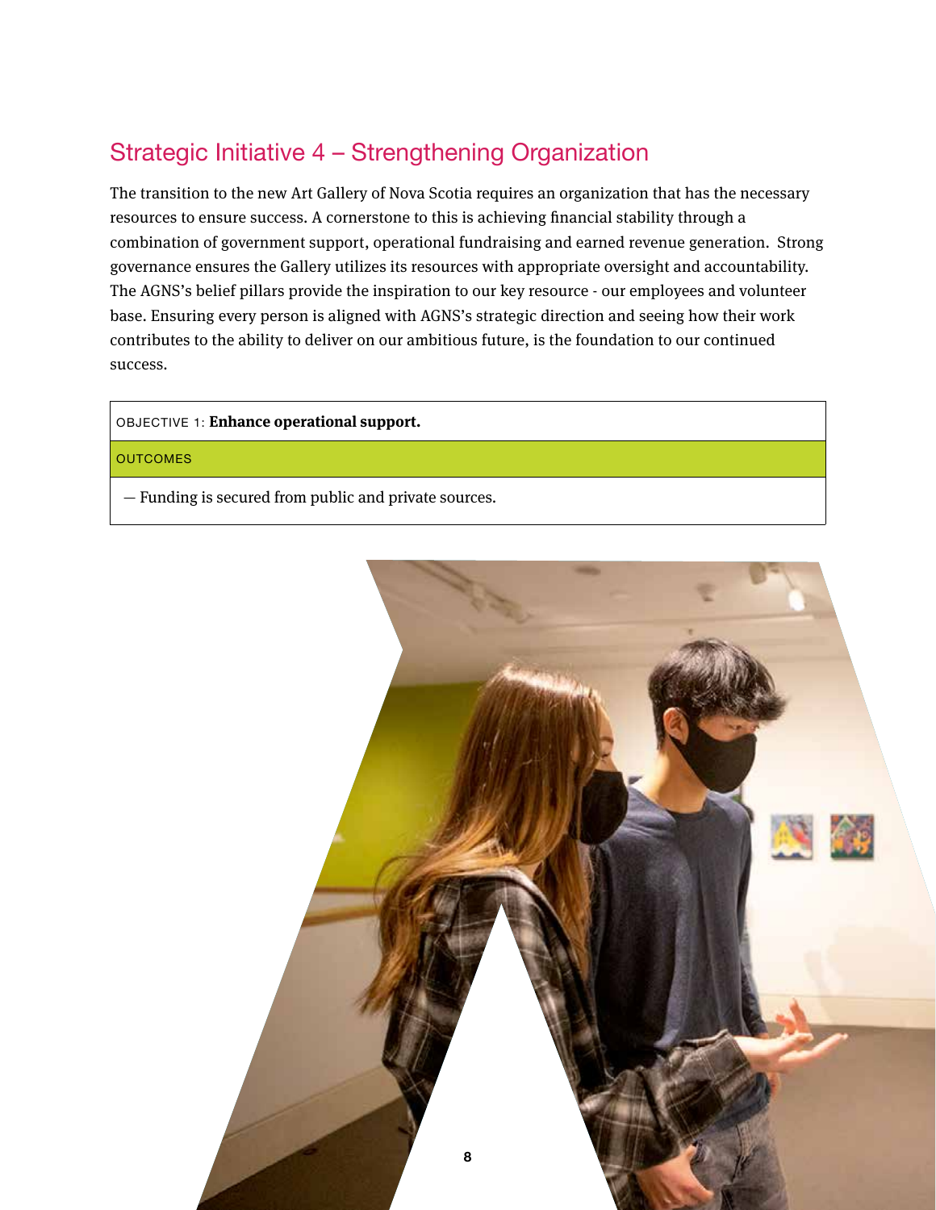## Strategic Initiative 4 – Strengthening Organization

The transition to the new Art Gallery of Nova Scotia requires an organization that has the necessary resources to ensure success. A cornerstone to this is achieving financial stability through a combination of government support, operational fundraising and earned revenue generation. Strong governance ensures the Gallery utilizes its resources with appropriate oversight and accountability. The AGNS's belief pillars provide the inspiration to our key resource - our employees and volunteer base. Ensuring every person is aligned with AGNS's strategic direction and seeing how their work contributes to the ability to deliver on our ambitious future, is the foundation to our continued success.

| OBJECTIVE 1: **Enhance operational support.** |
| --- |
| OUTCOMES |
| — Funding is secured from public and private sources. |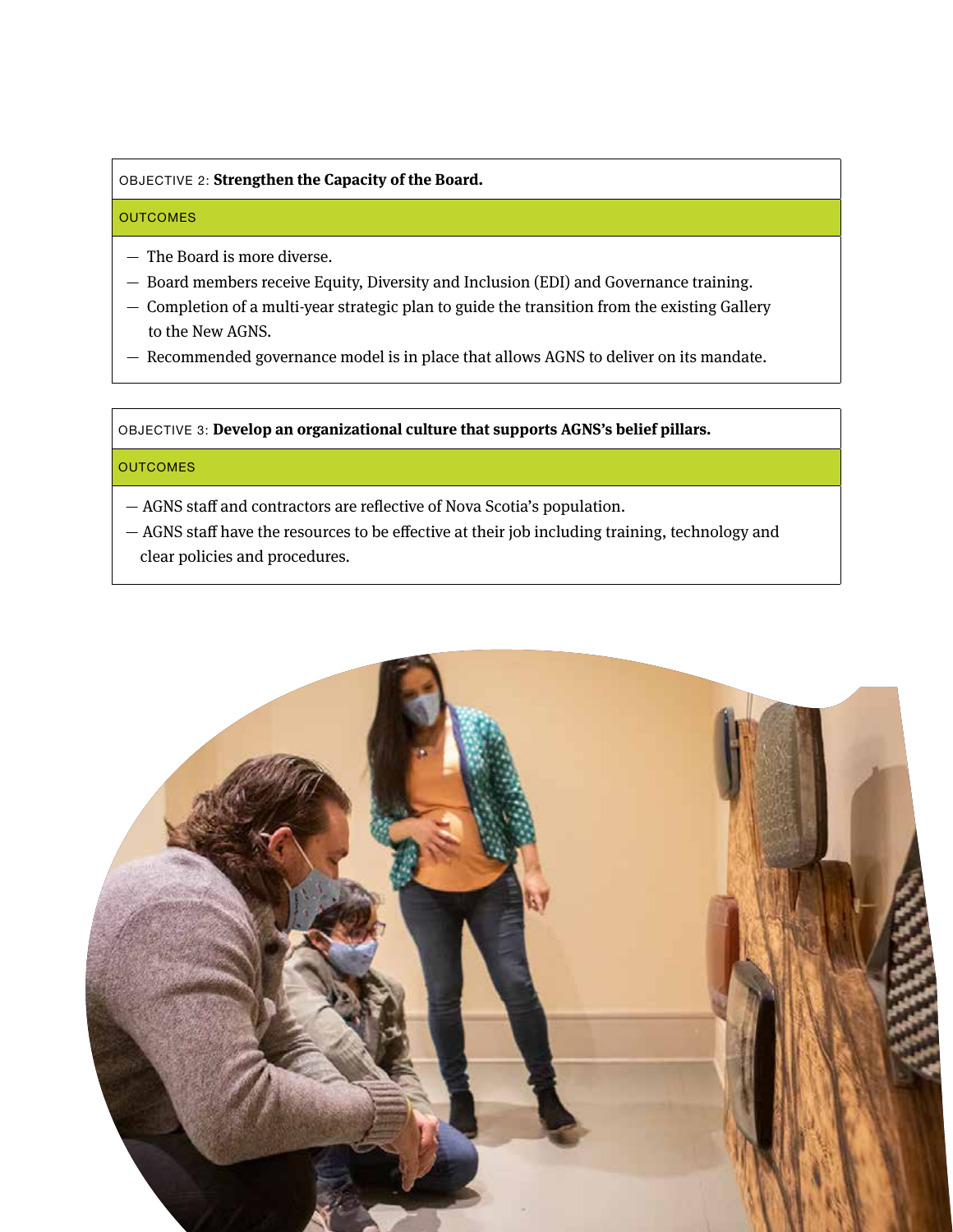OBJECTIVE 2: **Strengthen the Capacity of the Board.**

OUTCOMES

- The Board is more diverse.
- Board members receive Equity, Diversity and Inclusion (EDI) and Governance training.
- Completion of a multi-year strategic plan to guide the transition from the existing Gallery to the New AGNS.
- Recommended governance model is in place that allows AGNS to deliver on its mandate.

OBJECTIVE 3: **Develop an organizational culture that supports AGNS's belief pillars.**

OUTCOMES

- AGNS staff and contractors are reflective of Nova Scotia's population.
- AGNS staff have the resources to be effective at their job including training, technology and clear policies and procedures.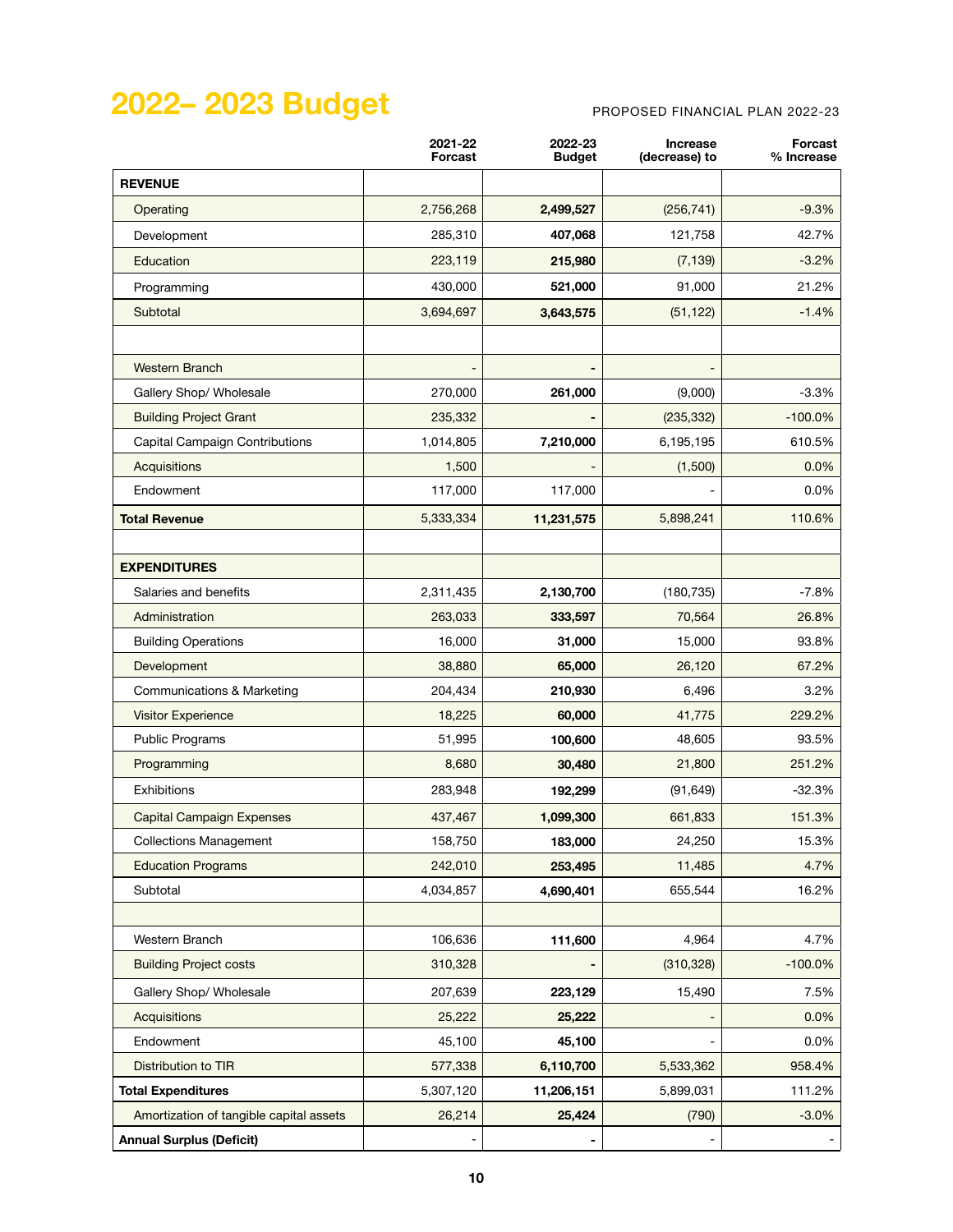# 2022– 2023 Budget

PROPOSED FINANCIAL PLAN 2022-23

| | 2021-22 Forcast | 2022-23 Budget | Increase (decrease) to | Forcast % Increase |
|---|---|---|---|---|
| **REVENUE** | | | | |
| Operating | 2,756,268 | **2,499,527** | (256,741) | -9.3% |
| Development | 285,310 | **407,068** | 121,758 | 42.7% |
| Education | 223,119 | **215,980** | (7,139) | -3.2% |
| Programming | 430,000 | **521,000** | 91,000 | 21.2% |
| Subtotal | 3,694,697 | **3,643,575** | (51,122) | -1.4% |
| | | | | |
| Western Branch | - | **-** | - | |
| Gallery Shop/ Wholesale | 270,000 | **261,000** | (9,000) | -3.3% |
| Building Project Grant | 235,332 | **-** | (235,332) | -100.0% |
| Capital Campaign Contributions | 1,014,805 | **7,210,000** | 6,195,195 | 610.5% |
| Acquisitions | 1,500 | - | (1,500) | 0.0% |
| Endowment | 117,000 | 117,000 | - | 0.0% |
| **Total Revenue** | 5,333,334 | **11,231,575** | 5,898,241 | 110.6% |
| | | | | |
| **EXPENDITURES** | | | | |
| Salaries and benefits | 2,311,435 | **2,130,700** | (180,735) | -7.8% |
| Administration | 263,033 | **333,597** | 70,564 | 26.8% |
| Building Operations | 16,000 | **31,000** | 15,000 | 93.8% |
| Development | 38,880 | **65,000** | 26,120 | 67.2% |
| Communications & Marketing | 204,434 | **210,930** | 6,496 | 3.2% |
| Visitor Experience | 18,225 | **60,000** | 41,775 | 229.2% |
| Public Programs | 51,995 | **100,600** | 48,605 | 93.5% |
| Programming | 8,680 | **30,480** | 21,800 | 251.2% |
| Exhibitions | 283,948 | **192,299** | (91,649) | -32.3% |
| Capital Campaign Expenses | 437,467 | **1,099,300** | 661,833 | 151.3% |
| Collections Management | 158,750 | **183,000** | 24,250 | 15.3% |
| Education Programs | 242,010 | **253,495** | 11,485 | 4.7% |
| Subtotal | 4,034,857 | **4,690,401** | 655,544 | 16.2% |
| | | | | |
| Western Branch | 106,636 | **111,600** | 4,964 | 4.7% |
| Building Project costs | 310,328 | **-** | (310,328) | -100.0% |
| Gallery Shop/ Wholesale | 207,639 | **223,129** | 15,490 | 7.5% |
| Acquisitions | 25,222 | **25,222** | - | 0.0% |
| Endowment | 45,100 | **45,100** | - | 0.0% |
| Distribution to TIR | 577,338 | **6,110,700** | 5,533,362 | 958.4% |
| **Total Expenditures** | 5,307,120 | **11,206,151** | 5,899,031 | 111.2% |
| Amortization of tangible capital assets | 26,214 | **25,424** | (790) | -3.0% |
| **Annual Surplus (Deficit)** | - | **-** | - | - |